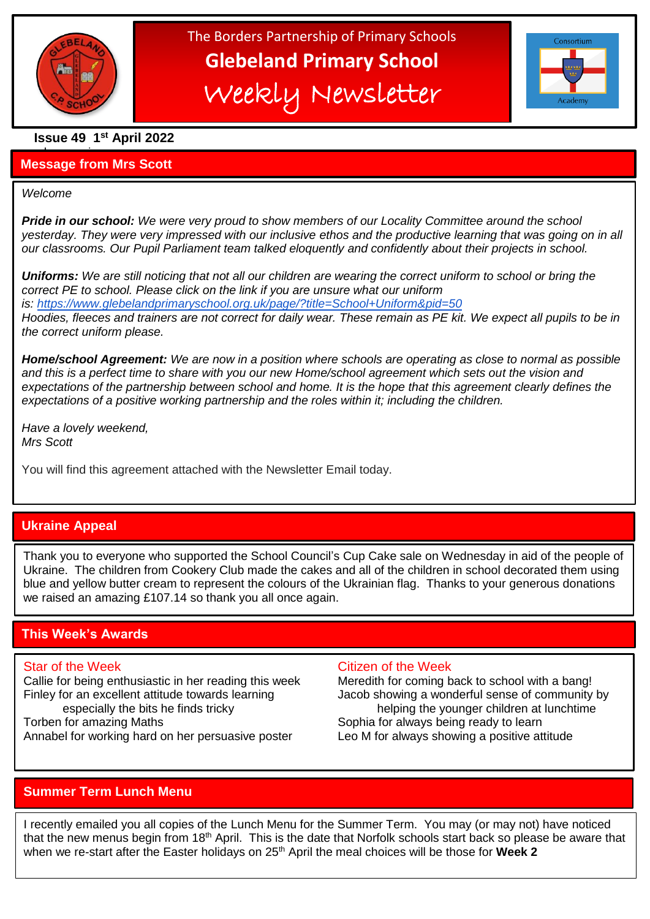The Borders Partnership of Primary Schools

# Glebeland Primary School

## Weekly Newsletter

Consortium Academy

**Issue 49 1st April 2022**

## Message from Mrs Scott

*Welcome*

***Pride in our school:*** *We were very proud to show members of our Locality Committee around the school yesterday. They were very impressed with our inclusive ethos and the productive learning that was going on in all our classrooms. Our Pupil Parliament team talked eloquently and confidently about their projects in school.*

***Uniforms:*** *We are still noticing that not all our children are wearing the correct uniform to school or bring the correct PE to school. Please click on the link if you are unsure what our uniform is:* *https://www.glebelandprimaryschool.org.uk/page/?title=School+Uniform&pid=50*
*Hoodies, fleeces and trainers are not correct for daily wear. These remain as PE kit. We expect all pupils to be in the correct uniform please.*

***Home/school Agreement:*** *We are now in a position where schools are operating as close to normal as possible and this is a perfect time to share with you our new Home/school agreement which sets out the vision and expectations of the partnership between school and home. It is the hope that this agreement clearly defines the expectations of a positive working partnership and the roles within it; including the children.*

*Have a lovely weekend,*
*Mrs Scott*

You will find this agreement attached with the Newsletter Email today.

## Ukraine Appeal

Thank you to everyone who supported the School Council's Cup Cake sale on Wednesday in aid of the people of Ukraine. The children from Cookery Club made the cakes and all of the children in school decorated them using blue and yellow butter cream to represent the colours of the Ukrainian flag. Thanks to your generous donations we raised an amazing £107.14 so thank you all once again.

## This Week's Awards

### Star of the Week

- Callie for being enthusiastic in her reading this week
- Finley for an excellent attitude towards learning especially the bits he finds tricky
- Torben for amazing Maths
- Annabel for working hard on her persuasive poster

### Citizen of the Week

- Meredith for coming back to school with a bang!
- Jacob showing a wonderful sense of community by helping the younger children at lunchtime
- Sophia for always being ready to learn
- Leo M for always showing a positive attitude

## Summer Term Lunch Menu

I recently emailed you all copies of the Lunch Menu for the Summer Term. You may (or may not) have noticed that the new menus begin from 18th April. This is the date that Norfolk schools start back so please be aware that when we re-start after the Easter holidays on 25th April the meal choices will be those for **Week 2**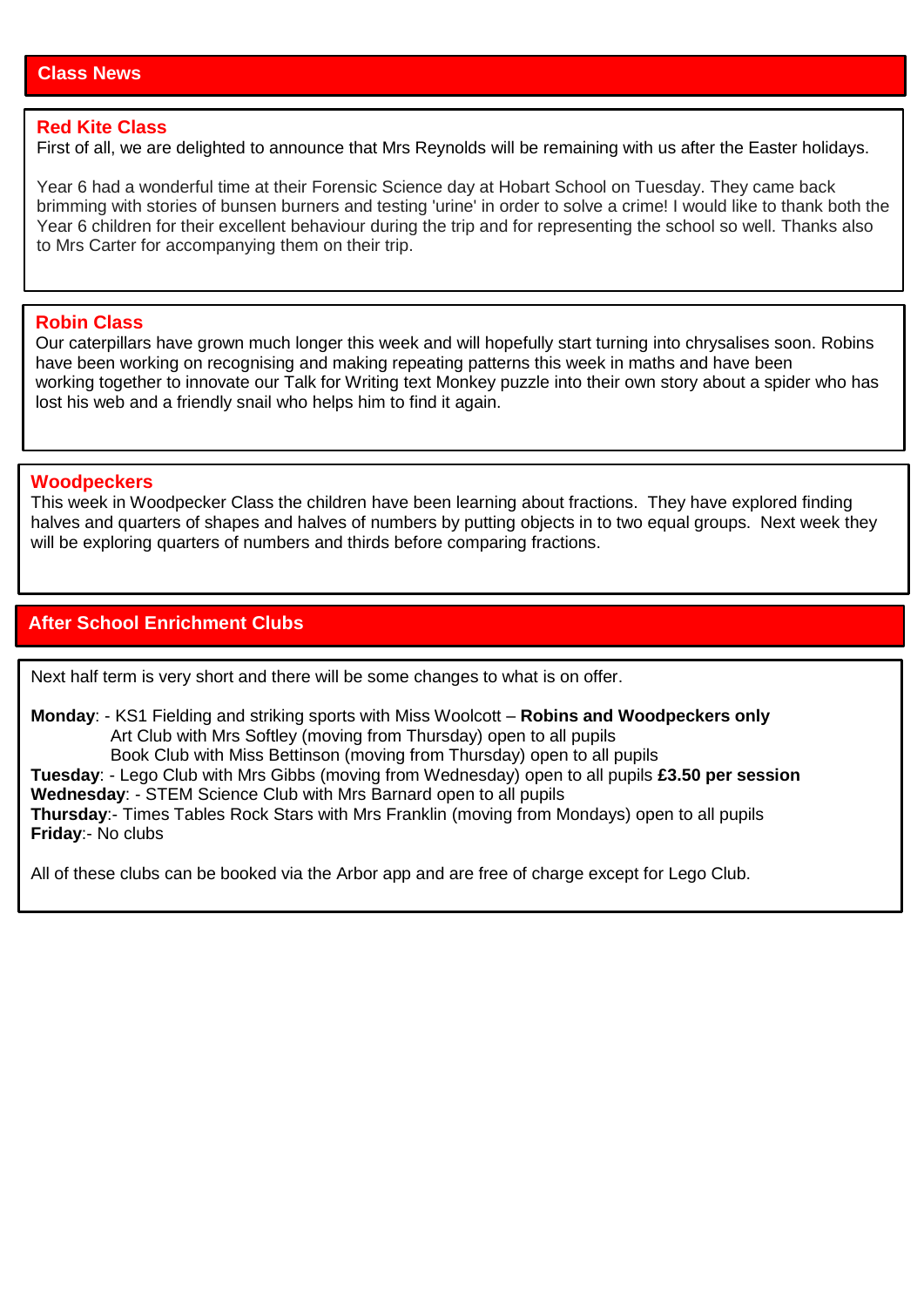## Class News

### Red Kite Class

First of all, we are delighted to announce that Mrs Reynolds will be remaining with us after the Easter holidays.

Year 6 had a wonderful time at their Forensic Science day at Hobart School on Tuesday. They came back brimming with stories of bunsen burners and testing 'urine' in order to solve a crime! I would like to thank both the Year 6 children for their excellent behaviour during the trip and for representing the school so well. Thanks also to Mrs Carter for accompanying them on their trip.

### Robin Class

Our caterpillars have grown much longer this week and will hopefully start turning into chrysalises soon. Robins have been working on recognising and making repeating patterns this week in maths and have been working together to innovate our Talk for Writing text Monkey puzzle into their own story about a spider who has lost his web and a friendly snail who helps him to find it again.

### Woodpeckers

This week in Woodpecker Class the children have been learning about fractions. They have explored finding halves and quarters of shapes and halves of numbers by putting objects in to two equal groups. Next week they will be exploring quarters of numbers and thirds before comparing fractions.

## After School Enrichment Clubs

Next half term is very short and there will be some changes to what is on offer.

**Monday**: - KS1 Fielding and striking sports with Miss Woolcott – **Robins and Woodpeckers only**
Art Club with Mrs Softley (moving from Thursday) open to all pupils
Book Club with Miss Bettinson (moving from Thursday) open to all pupils
**Tuesday**: - Lego Club with Mrs Gibbs (moving from Wednesday) open to all pupils **£3.50 per session**
**Wednesday**: - STEM Science Club with Mrs Barnard open to all pupils
**Thursday**:- Times Tables Rock Stars with Mrs Franklin (moving from Mondays) open to all pupils
**Friday**:- No clubs

All of these clubs can be booked via the Arbor app and are free of charge except for Lego Club.